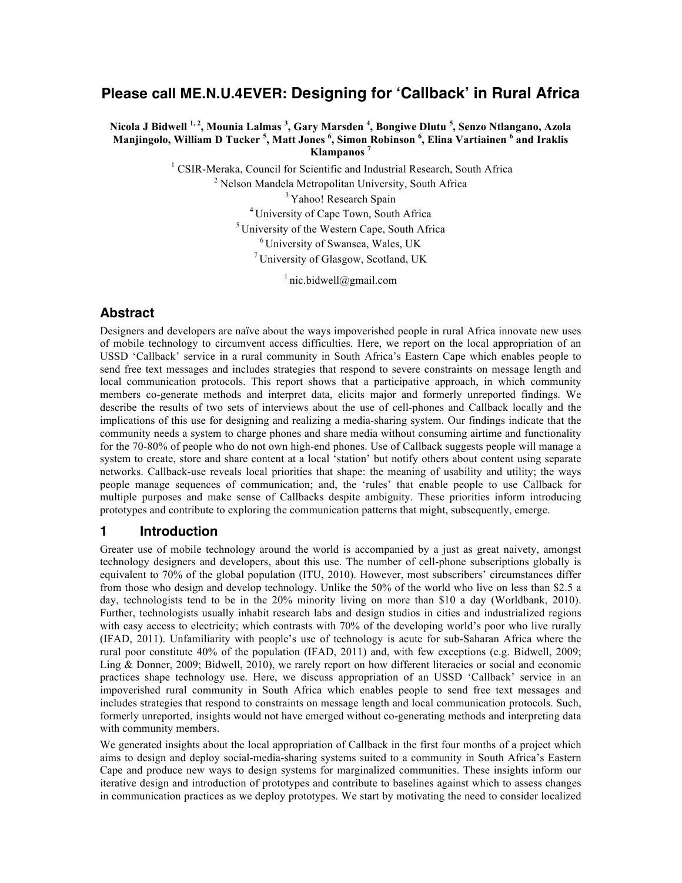# Please call ME.N.U.4EVER: Designing for 'Callback' in Rural Africa

**Nicola J Bidwell [1,2], Mounia Lalmas [3], Gary Marsden [4], Bongiwe Dlutu [5], Senzo Ntlangano, Azola Manjingolo, William D Tucker [5], Matt Jones [6], Simon Robinson [6], Elina Vartiainen [6] and Iraklis Klampanos [7]**

[1] CSIR-Meraka, Council for Scientific and Industrial Research, South Africa
[2] Nelson Mandela Metropolitan University, South Africa
[3] Yahoo! Research Spain
[4] University of Cape Town, South Africa
[5] University of the Western Cape, South Africa
[6] University of Swansea, Wales, UK
[7] University of Glasgow, Scotland, UK

[1] nic.bidwell@gmail.com

## Abstract

Designers and developers are naïve about the ways impoverished people in rural Africa innovate new uses of mobile technology to circumvent access difficulties. Here, we report on the local appropriation of an USSD 'Callback' service in a rural community in South Africa's Eastern Cape which enables people to send free text messages and includes strategies that respond to severe constraints on message length and local communication protocols. This report shows that a participative approach, in which community members co-generate methods and interpret data, elicits major and formerly unreported findings. We describe the results of two sets of interviews about the use of cell-phones and Callback locally and the implications of this use for designing and realizing a media-sharing system. Our findings indicate that the community needs a system to charge phones and share media without consuming airtime and functionality for the 70-80% of people who do not own high-end phones. Use of Callback suggests people will manage a system to create, store and share content at a local 'station' but notify others about content using separate networks. Callback-use reveals local priorities that shape: the meaning of usability and utility; the ways people manage sequences of communication; and, the 'rules' that enable people to use Callback for multiple purposes and make sense of Callbacks despite ambiguity. These priorities inform introducing prototypes and contribute to exploring the communication patterns that might, subsequently, emerge.

## 1 Introduction

Greater use of mobile technology around the world is accompanied by a just as great naivety, amongst technology designers and developers, about this use. The number of cell-phone subscriptions globally is equivalent to 70% of the global population (ITU, 2010). However, most subscribers' circumstances differ from those who design and develop technology. Unlike the 50% of the world who live on less than \$2.5 a day, technologists tend to be in the 20% minority living on more than \$10 a day (Worldbank, 2010). Further, technologists usually inhabit research labs and design studios in cities and industrialized regions with easy access to electricity; which contrasts with 70% of the developing world's poor who live rurally (IFAD, 2011). Unfamiliarity with people's use of technology is acute for sub-Saharan Africa where the rural poor constitute 40% of the population (IFAD, 2011) and, with few exceptions (e.g. Bidwell, 2009; Ling & Donner, 2009; Bidwell, 2010), we rarely report on how different literacies or social and economic practices shape technology use. Here, we discuss appropriation of an USSD 'Callback' service in an impoverished rural community in South Africa which enables people to send free text messages and includes strategies that respond to constraints on message length and local communication protocols. Such, formerly unreported, insights would not have emerged without co-generating methods and interpreting data with community members.

We generated insights about the local appropriation of Callback in the first four months of a project which aims to design and deploy social-media-sharing systems suited to a community in South Africa's Eastern Cape and produce new ways to design systems for marginalized communities. These insights inform our iterative design and introduction of prototypes and contribute to baselines against which to assess changes in communication practices as we deploy prototypes. We start by motivating the need to consider localized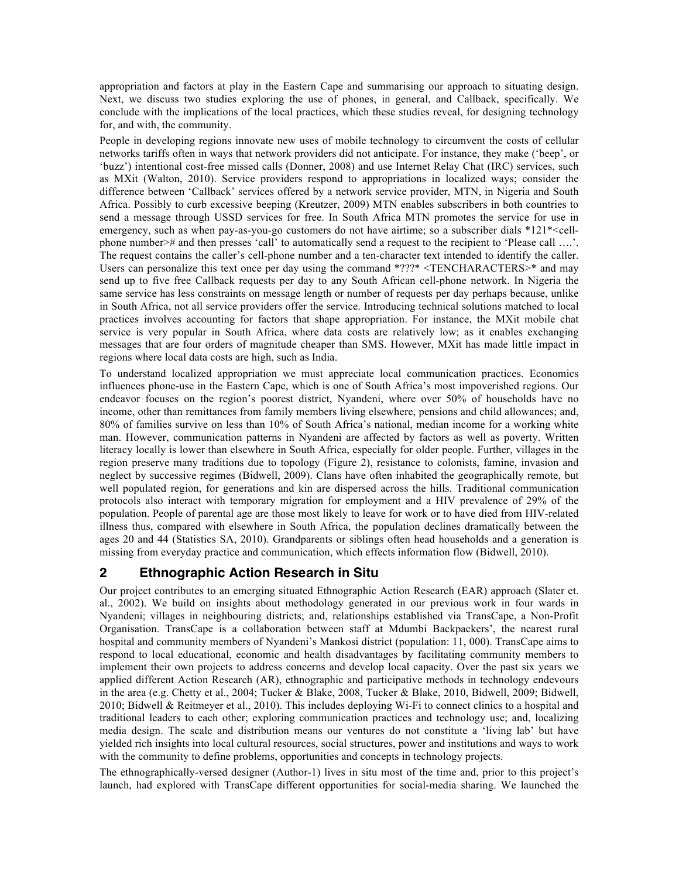appropriation and factors at play in the Eastern Cape and summarising our approach to situating design. Next, we discuss two studies exploring the use of phones, in general, and Callback, specifically. We conclude with the implications of the local practices, which these studies reveal, for designing technology for, and with, the community.

People in developing regions innovate new uses of mobile technology to circumvent the costs of cellular networks tariffs often in ways that network providers did not anticipate. For instance, they make ('beep', or 'buzz') intentional cost-free missed calls (Donner, 2008) and use Internet Relay Chat (IRC) services, such as MXit (Walton, 2010). Service providers respond to appropriations in localized ways; consider the difference between 'Callback' services offered by a network service provider, MTN, in Nigeria and South Africa. Possibly to curb excessive beeping (Kreutzer, 2009) MTN enables subscribers in both countries to send a message through USSD services for free. In South Africa MTN promotes the service for use in emergency, such as when pay-as-you-go customers do not have airtime; so a subscriber dials *121*<cell-phone number># and then presses 'call' to automatically send a request to the recipient to 'Please call ….'. The request contains the caller's cell-phone number and a ten-character text intended to identify the caller. Users can personalize this text once per day using the command *???* <TENCHARACTERS>* and may send up to five free Callback requests per day to any South African cell-phone network. In Nigeria the same service has less constraints on message length or number of requests per day perhaps because, unlike in South Africa, not all service providers offer the service. Introducing technical solutions matched to local practices involves accounting for factors that shape appropriation. For instance, the MXit mobile chat service is very popular in South Africa, where data costs are relatively low; as it enables exchanging messages that are four orders of magnitude cheaper than SMS. However, MXit has made little impact in regions where local data costs are high, such as India.

To understand localized appropriation we must appreciate local communication practices. Economics influences phone-use in the Eastern Cape, which is one of South Africa's most impoverished regions. Our endeavor focuses on the region's poorest district, Nyandeni, where over 50% of households have no income, other than remittances from family members living elsewhere, pensions and child allowances; and, 80% of families survive on less than 10% of South Africa's national, median income for a working white man. However, communication patterns in Nyandeni are affected by factors as well as poverty. Written literacy locally is lower than elsewhere in South Africa, especially for older people. Further, villages in the region preserve many traditions due to topology (Figure 2), resistance to colonists, famine, invasion and neglect by successive regimes (Bidwell, 2009). Clans have often inhabited the geographically remote, but well populated region, for generations and kin are dispersed across the hills. Traditional communication protocols also interact with temporary migration for employment and a HIV prevalence of 29% of the population. People of parental age are those most likely to leave for work or to have died from HIV-related illness thus, compared with elsewhere in South Africa, the population declines dramatically between the ages 20 and 44 (Statistics SA, 2010). Grandparents or siblings often head households and a generation is missing from everyday practice and communication, which effects information flow (Bidwell, 2010).

## 2 Ethnographic Action Research in Situ

Our project contributes to an emerging situated Ethnographic Action Research (EAR) approach (Slater et. al., 2002). We build on insights about methodology generated in our previous work in four wards in Nyandeni; villages in neighbouring districts; and, relationships established via TransCape, a Non-Profit Organisation. TransCape is a collaboration between staff at Mdumbi Backpackers', the nearest rural hospital and community members of Nyandeni's Mankosi district (population: 11, 000). TransCape aims to respond to local educational, economic and health disadvantages by facilitating community members to implement their own projects to address concerns and develop local capacity. Over the past six years we applied different Action Research (AR), ethnographic and participative methods in technology endevours in the area (e.g. Chetty et al., 2004; Tucker & Blake, 2008, Tucker & Blake, 2010, Bidwell, 2009; Bidwell, 2010; Bidwell & Reitmeyer et al., 2010). This includes deploying Wi-Fi to connect clinics to a hospital and traditional leaders to each other; exploring communication practices and technology use; and, localizing media design. The scale and distribution means our ventures do not constitute a 'living lab' but have yielded rich insights into local cultural resources, social structures, power and institutions and ways to work with the community to define problems, opportunities and concepts in technology projects.

The ethnographically-versed designer (Author-1) lives in situ most of the time and, prior to this project's launch, had explored with TransCape different opportunities for social-media sharing. We launched the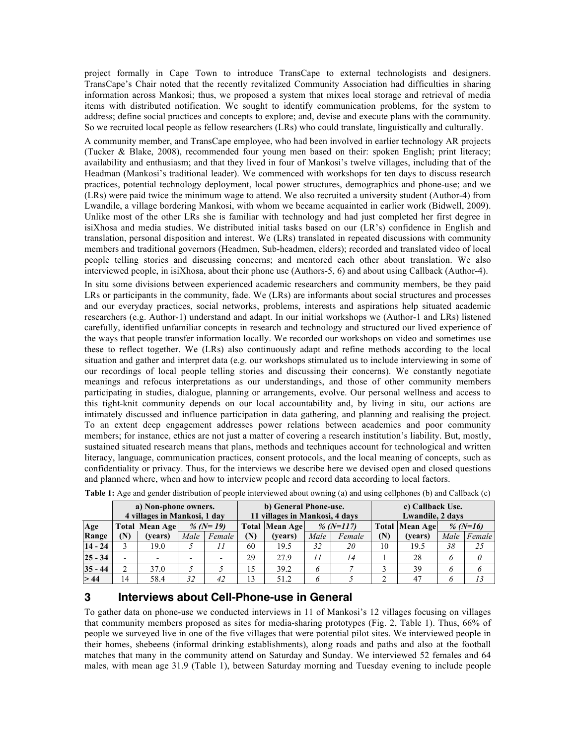project formally in Cape Town to introduce TransCape to external technologists and designers. TransCape's Chair noted that the recently revitalized Community Association had difficulties in sharing information across Mankosi; thus, we proposed a system that mixes local storage and retrieval of media items with distributed notification. We sought to identify communication problems, for the system to address; define social practices and concepts to explore; and, devise and execute plans with the community. So we recruited local people as fellow researchers (LRs) who could translate, linguistically and culturally.

A community member, and TransCape employee, who had been involved in earlier technology AR projects (Tucker & Blake, 2008), recommended four young men based on their: spoken English; print literacy; availability and enthusiasm; and that they lived in four of Mankosi's twelve villages, including that of the Headman (Mankosi's traditional leader). We commenced with workshops for ten days to discuss research practices, potential technology deployment, local power structures, demographics and phone-use; and we (LRs) were paid twice the minimum wage to attend. We also recruited a university student (Author-4) from Lwandile, a village bordering Mankosi, with whom we became acquainted in earlier work (Bidwell, 2009). Unlike most of the other LRs she is familiar with technology and had just completed her first degree in isiXhosa and media studies. We distributed initial tasks based on our (LR's) confidence in English and translation, personal disposition and interest. We (LRs) translated in repeated discussions with community members and traditional governors (Headmen, Sub-headmen, elders); recorded and translated video of local people telling stories and discussing concerns; and mentored each other about translation. We also interviewed people, in isiXhosa, about their phone use (Authors-5, 6) and about using Callback (Author-4).

In situ some divisions between experienced academic researchers and community members, be they paid LRs or participants in the community, fade. We (LRs) are informants about social structures and processes and our everyday practices, social networks, problems, interests and aspirations help situated academic researchers (e.g. Author-1) understand and adapt. In our initial workshops we (Author-1 and LRs) listened carefully, identified unfamiliar concepts in research and technology and structured our lived experience of the ways that people transfer information locally. We recorded our workshops on video and sometimes use these to reflect together. We (LRs) also continuously adapt and refine methods according to the local situation and gather and interpret data (e.g. our workshops stimulated us to include interviewing in some of our recordings of local people telling stories and discussing their concerns). We constantly negotiate meanings and refocus interpretations as our understandings, and those of other community members participating in studies, dialogue, planning or arrangements, evolve. Our personal wellness and access to this tight-knit community depends on our local accountability and, by living in situ, our actions are intimately discussed and influence participation in data gathering, and planning and realising the project. To an extent deep engagement addresses power relations between academics and poor community members; for instance, ethics are not just a matter of covering a research institution's liability. But, mostly, sustained situated research means that plans, methods and techniques account for technological and written literacy, language, communication practices, consent protocols, and the local meaning of concepts, such as confidentiality or privacy. Thus, for the interviews we describe here we devised open and closed questions and planned where, when and how to interview people and record data according to local factors.

**Table 1:** Age and gender distribution of people interviewed about owning (a) and using cellphones (b) and Callback (c)

| | a) Non-phone owners. 4 villages in Mankosi, 1 day | | | | b) General Phone-use. 11 villages in Mankosi, 4 days | | | | c) Callback Use. Lwandile, 2 days | | | |
|---|---|---|---|---|---|---|---|---|---|---|---|---|
| **Age Range** | **Total (N)** | **Mean Age (years)** | *% (N= 19)* Male | Female | **Total (N)** | **Mean Age (years)** | *% (N=117)* Male | Female | **Total (N)** | **Mean Age (years)** | *% (N=16)* Male | Female |
| **14 - 24** | 3 | 19.0 | *5* | *11* | 60 | 19.5 | *32* | *20* | 10 | 19.5 | *38* | *25* |
| **25 - 34** | - | - | - | - | 29 | 27.9 | *11* | *14* | 1 | 28 | *6* | *0* |
| **35 - 44** | 2 | 37.0 | *5* | *5* | 15 | 39.2 | *6* | *7* | 3 | 39 | *6* | *6* |
| **> 44** | 14 | 58.4 | *32* | *42* | 13 | 51.2 | *6* | *5* | 2 | 47 | *6* | *13* |

## 3 Interviews about Cell-Phone-use in General

To gather data on phone-use we conducted interviews in 11 of Mankosi's 12 villages focusing on villages that community members proposed as sites for media-sharing prototypes (Fig. 2, Table 1). Thus, 66% of people we surveyed live in one of the five villages that were potential pilot sites. We interviewed people in their homes, shebeens (informal drinking establishments), along roads and paths and also at the football matches that many in the community attend on Saturday and Sunday. We interviewed 52 females and 64 males, with mean age 31.9 (Table 1), between Saturday morning and Tuesday evening to include people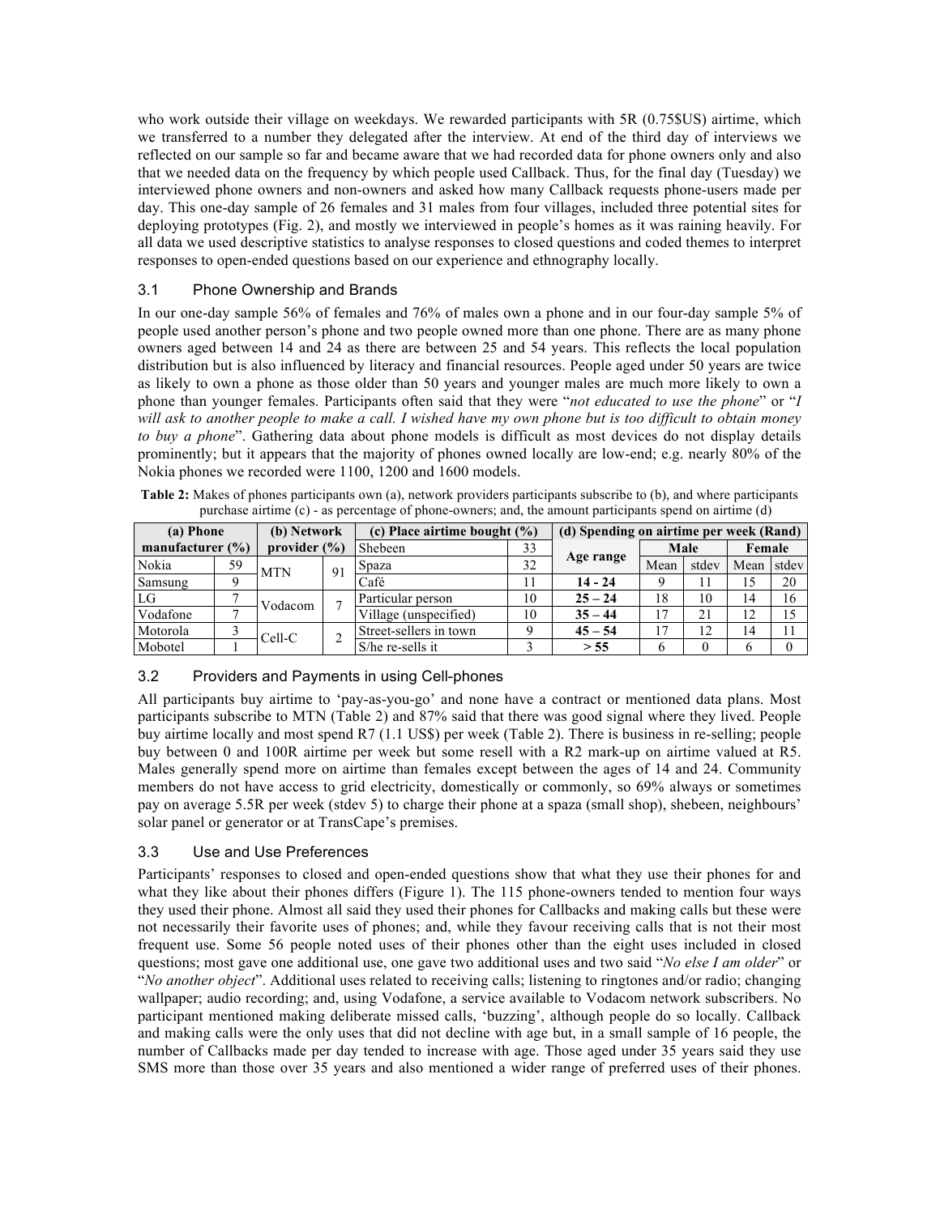who work outside their village on weekdays. We rewarded participants with 5R (0.75$US) airtime, which we transferred to a number they delegated after the interview. At end of the third day of interviews we reflected on our sample so far and became aware that we had recorded data for phone owners only and also that we needed data on the frequency by which people used Callback. Thus, for the final day (Tuesday) we interviewed phone owners and non-owners and asked how many Callback requests phone-users made per day. This one-day sample of 26 females and 31 males from four villages, included three potential sites for deploying prototypes (Fig. 2), and mostly we interviewed in people's homes as it was raining heavily. For all data we used descriptive statistics to analyse responses to closed questions and coded themes to interpret responses to open-ended questions based on our experience and ethnography locally.

### 3.1 Phone Ownership and Brands

In our one-day sample 56% of females and 76% of males own a phone and in our four-day sample 5% of people used another person's phone and two people owned more than one phone. There are as many phone owners aged between 14 and 24 as there are between 25 and 54 years. This reflects the local population distribution but is also influenced by literacy and financial resources. People aged under 50 years are twice as likely to own a phone as those older than 50 years and younger males are much more likely to own a phone than younger females. Participants often said that they were "*not educated to use the phone*" or "*I will ask to another people to make a call. I wished have my own phone but is too difficult to obtain money to buy a phone*". Gathering data about phone models is difficult as most devices do not display details prominently; but it appears that the majority of phones owned locally are low-end; e.g. nearly 80% of the Nokia phones we recorded were 1100, 1200 and 1600 models.

**Table 2:** Makes of phones participants own (a), network providers participants subscribe to (b), and where participants purchase airtime (c) - as percentage of phone-owners; and, the amount participants spend on airtime (d)

| (a) Phone manufacturer (%) | | (b) Network provider (%) | | (c) Place airtime bought (%) | | (d) Spending on airtime per week (Rand) | | | | |
|---|---|---|---|---|---|---|---|---|---|---|
| | | | | Shebeen | 33 | Age range | Male | | Female | |
| | | | | | | | Mean | stdev | Mean | stdev |
| Nokia | 59 | MTN | 91 | Spaza | 32 | | | | | |
| Samsung | 9 | | | Café | 11 | **14 - 24** | 9 | 11 | 15 | 20 |
| LG | 7 | Vodacom | 7 | Particular person | 10 | **25 – 24** | 18 | 10 | 14 | 16 |
| Vodafone | 7 | | | Village (unspecified) | 10 | **35 – 44** | 17 | 21 | 12 | 15 |
| Motorola | 3 | Cell-C | 2 | Street-sellers in town | 9 | **45 – 54** | 17 | 12 | 14 | 11 |
| Mobotel | 1 | | | S/he re-sells it | 3 | **> 55** | 6 | 0 | 6 | 0 |

### 3.2 Providers and Payments in using Cell-phones

All participants buy airtime to 'pay-as-you-go' and none have a contract or mentioned data plans. Most participants subscribe to MTN (Table 2) and 87% said that there was good signal where they lived. People buy airtime locally and most spend R7 (1.1 US$) per week (Table 2). There is business in re-selling; people buy between 0 and 100R airtime per week but some resell with a R2 mark-up on airtime valued at R5. Males generally spend more on airtime than females except between the ages of 14 and 24. Community members do not have access to grid electricity, domestically or commonly, so 69% always or sometimes pay on average 5.5R per week (stdev 5) to charge their phone at a spaza (small shop), shebeen, neighbours' solar panel or generator or at TransCape's premises.

### 3.3 Use and Use Preferences

Participants' responses to closed and open-ended questions show that what they use their phones for and what they like about their phones differs (Figure 1). The 115 phone-owners tended to mention four ways they used their phone. Almost all said they used their phones for Callbacks and making calls but these were not necessarily their favorite uses of phones; and, while they favour receiving calls that is not their most frequent use. Some 56 people noted uses of their phones other than the eight uses included in closed questions; most gave one additional use, one gave two additional uses and two said "*No else I am older*" or "*No another object*". Additional uses related to receiving calls; listening to ringtones and/or radio; changing wallpaper; audio recording; and, using Vodafone, a service available to Vodacom network subscribers. No participant mentioned making deliberate missed calls, 'buzzing', although people do so locally. Callback and making calls were the only uses that did not decline with age but, in a small sample of 16 people, the number of Callbacks made per day tended to increase with age. Those aged under 35 years said they use SMS more than those over 35 years and also mentioned a wider range of preferred uses of their phones.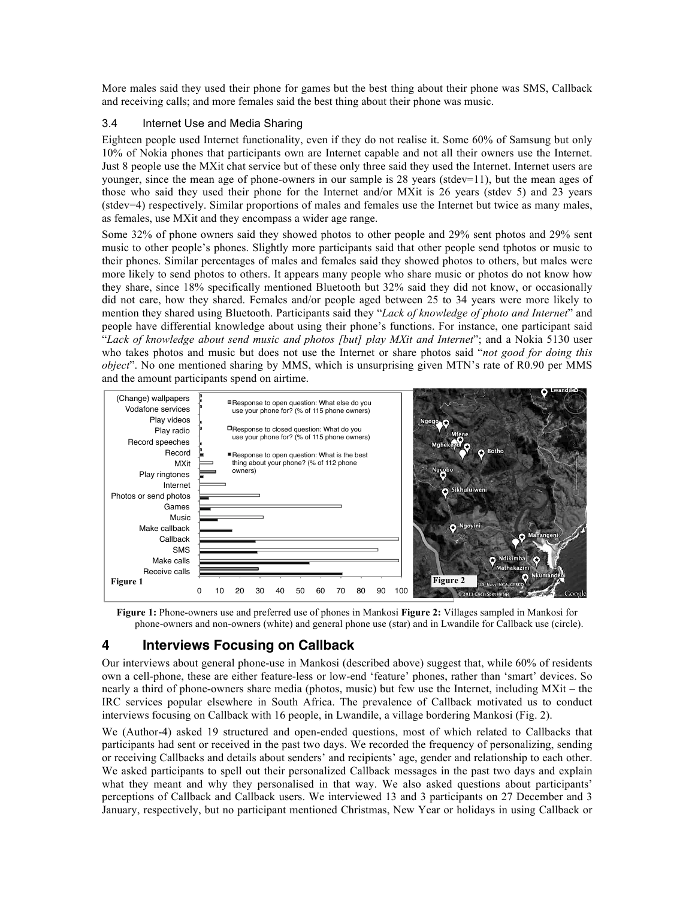More males said they used their phone for games but the best thing about their phone was SMS, Callback and receiving calls; and more females said the best thing about their phone was music.

### 3.4 Internet Use and Media Sharing

Eighteen people used Internet functionality, even if they do not realise it. Some 60% of Samsung but only 10% of Nokia phones that participants own are Internet capable and not all their owners use the Internet. Just 8 people use the MXit chat service but of these only three said they used the Internet. Internet users are younger, since the mean age of phone-owners in our sample is 28 years (stdev=11), but the mean ages of those who said they used their phone for the Internet and/or MXit is 26 years (stdev 5) and 23 years (stdev=4) respectively. Similar proportions of males and females use the Internet but twice as many males, as females, use MXit and they encompass a wider age range.

Some 32% of phone owners said they showed photos to other people and 29% sent photos and 29% sent music to other people's phones. Slightly more participants said that other people send tphotos or music to their phones. Similar percentages of males and females said they showed photos to others, but males were more likely to send photos to others. It appears many people who share music or photos do not know how they share, since 18% specifically mentioned Bluetooth but 32% said they did not know, or occasionally did not care, how they shared. Females and/or people aged between 25 to 34 years were more likely to mention they shared using Bluetooth. Participants said they "*Lack of knowledge of photo and Internet*" and people have differential knowledge about using their phone's functions. For instance, one participant said "*Lack of knowledge about send music and photos [but] play MXit and Internet*"; and a Nokia 5130 user who takes photos and music but does not use the Internet or share photos said "*not good for doing this object*". No one mentioned sharing by MMS, which is unsurprising given MTN's rate of R0.90 per MMS and the amount participants spend on airtime.

**Figure 1:** Phone-owners use and preferred use of phones in Mankosi **Figure 2:** Villages sampled in Mankosi for phone-owners and non-owners (white) and general phone use (star) and in Lwandile for Callback use (circle).

## 4 Interviews Focusing on Callback

Our interviews about general phone-use in Mankosi (described above) suggest that, while 60% of residents own a cell-phone, these are either feature-less or low-end 'feature' phones, rather than 'smart' devices. So nearly a third of phone-owners share media (photos, music) but few use the Internet, including MXit – the IRC services popular elsewhere in South Africa. The prevalence of Callback motivated us to conduct interviews focusing on Callback with 16 people, in Lwandile, a village bordering Mankosi (Fig. 2).

We (Author-4) asked 19 structured and open-ended questions, most of which related to Callbacks that participants had sent or received in the past two days. We recorded the frequency of personalizing, sending or receiving Callbacks and details about senders' and recipients' age, gender and relationship to each other. We asked participants to spell out their personalized Callback messages in the past two days and explain what they meant and why they personalised in that way. We also asked questions about participants' perceptions of Callback and Callback users. We interviewed 13 and 3 participants on 27 December and 3 January, respectively, but no participant mentioned Christmas, New Year or holidays in using Callback or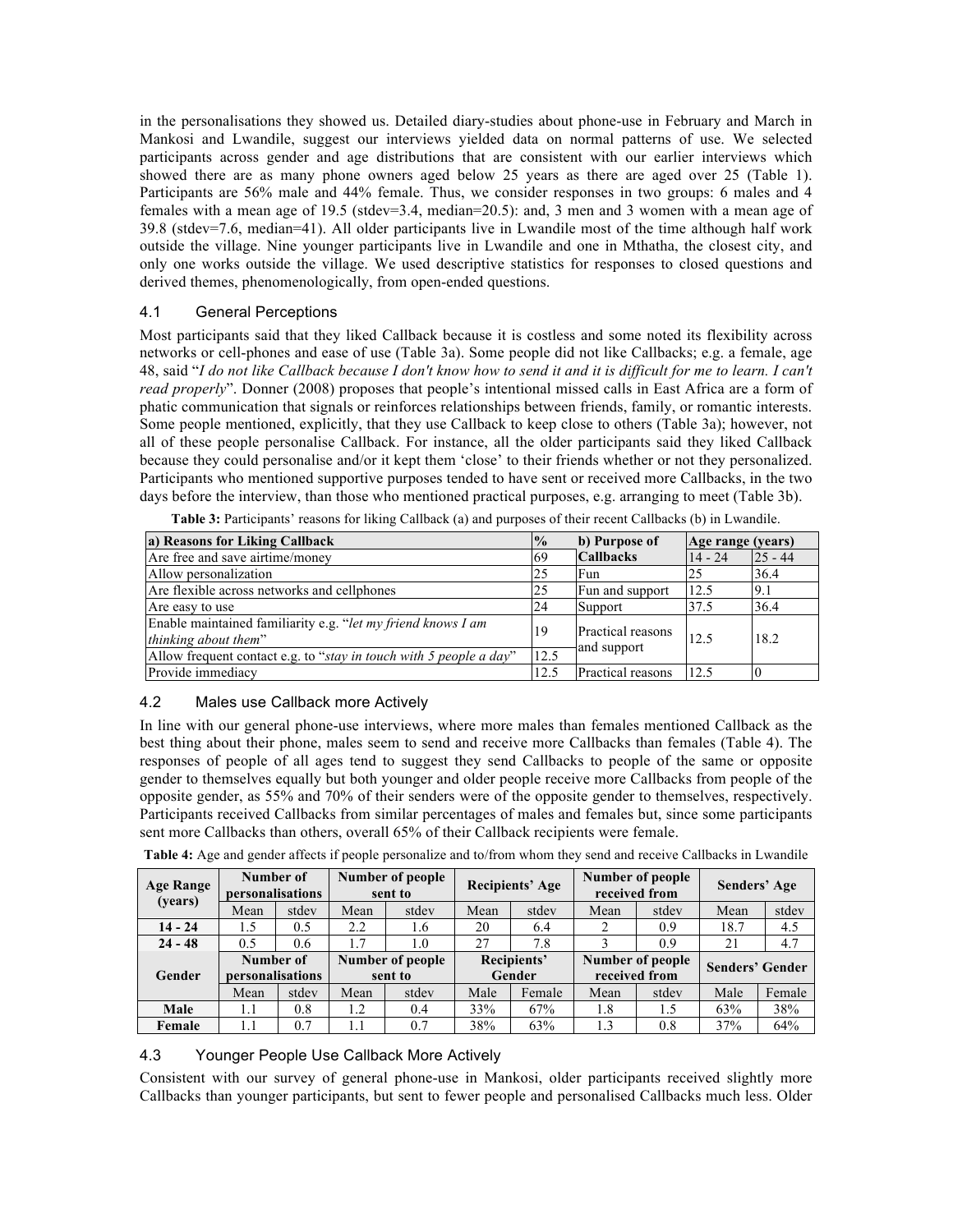in the personalisations they showed us. Detailed diary-studies about phone-use in February and March in Mankosi and Lwandile, suggest our interviews yielded data on normal patterns of use. We selected participants across gender and age distributions that are consistent with our earlier interviews which showed there are as many phone owners aged below 25 years as there are aged over 25 (Table 1). Participants are 56% male and 44% female. Thus, we consider responses in two groups: 6 males and 4 females with a mean age of 19.5 (stdev=3.4, median=20.5): and, 3 men and 3 women with a mean age of 39.8 (stdev=7.6, median=41). All older participants live in Lwandile most of the time although half work outside the village. Nine younger participants live in Lwandile and one in Mthatha, the closest city, and only one works outside the village. We used descriptive statistics for responses to closed questions and derived themes, phenomenologically, from open-ended questions.

### 4.1 General Perceptions

Most participants said that they liked Callback because it is costless and some noted its flexibility across networks or cell-phones and ease of use (Table 3a). Some people did not like Callbacks; e.g. a female, age 48, said "*I do not like Callback because I don't know how to send it and it is difficult for me to learn. I can't read properly*". Donner (2008) proposes that people's intentional missed calls in East Africa are a form of phatic communication that signals or reinforces relationships between friends, family, or romantic interests. Some people mentioned, explicitly, that they use Callback to keep close to others (Table 3a); however, not all of these people personalise Callback. For instance, all the older participants said they liked Callback because they could personalise and/or it kept them 'close' to their friends whether or not they personalized. Participants who mentioned supportive purposes tended to have sent or received more Callbacks, in the two days before the interview, than those who mentioned practical purposes, e.g. arranging to meet (Table 3b).

**Table 3:** Participants' reasons for liking Callback (a) and purposes of their recent Callbacks (b) in Lwandile.

| a) Reasons for Liking Callback | % | b) Purpose of Callbacks | Age range (years) | |
|---|---|---|---|---|
| | | | 14 - 24 | 25 - 44 |
| Are free and save airtime/money | 69 | | | |
| Allow personalization | 25 | Fun | 25 | 36.4 |
| Are flexible across networks and cellphones | 25 | Fun and support | 12.5 | 9.1 |
| Are easy to use | 24 | Support | 37.5 | 36.4 |
| Enable maintained familiarity e.g. "*let my friend knows I am thinking about them*" | 19 | Practical reasons and support | 12.5 | 18.2 |
| Allow frequent contact e.g. to "*stay in touch with 5 people a day*" | 12.5 | | | |
| Provide immediacy | 12.5 | Practical reasons | 12.5 | 0 |

### 4.2 Males use Callback more Actively

In line with our general phone-use interviews, where more males than females mentioned Callback as the best thing about their phone, males seem to send and receive more Callbacks than females (Table 4). The responses of people of all ages tend to suggest they send Callbacks to people of the same or opposite gender to themselves equally but both younger and older people receive more Callbacks from people of the opposite gender, as 55% and 70% of their senders were of the opposite gender to themselves, respectively. Participants received Callbacks from similar percentages of males and females but, since some participants sent more Callbacks than others, overall 65% of their Callback recipients were female.

**Table 4:** Age and gender affects if people personalize and to/from whom they send and receive Callbacks in Lwandile

| Age Range (years) | Number of personalisations | | Number of people sent to | | Recipients' Age | | Number of people received from | | Senders' Age | |
|---|---|---|---|---|---|---|---|---|---|---|
| | Mean | stdev | Mean | stdev | Mean | stdev | Mean | stdev | Mean | stdev |
| **14 - 24** | 1.5 | 0.5 | 2.2 | 1.6 | 20 | 6.4 | 2 | 0.9 | 18.7 | 4.5 |
| **24 - 48** | 0.5 | 0.6 | 1.7 | 1.0 | 27 | 7.8 | 3 | 0.9 | 21 | 4.7 |
| **Gender** | **Number of personalisations** | | **Number of people sent to** | | **Recipients' Gender** | | **Number of people received from** | | **Senders' Gender** | |
| | Mean | stdev | Mean | stdev | Male | Female | Mean | stdev | Male | Female |
| **Male** | 1.1 | 0.8 | 1.2 | 0.4 | 33% | 67% | 1.8 | 1.5 | 63% | 38% |
| **Female** | 1.1 | 0.7 | 1.1 | 0.7 | 38% | 63% | 1.3 | 0.8 | 37% | 64% |

### 4.3 Younger People Use Callback More Actively

Consistent with our survey of general phone-use in Mankosi, older participants received slightly more Callbacks than younger participants, but sent to fewer people and personalised Callbacks much less. Older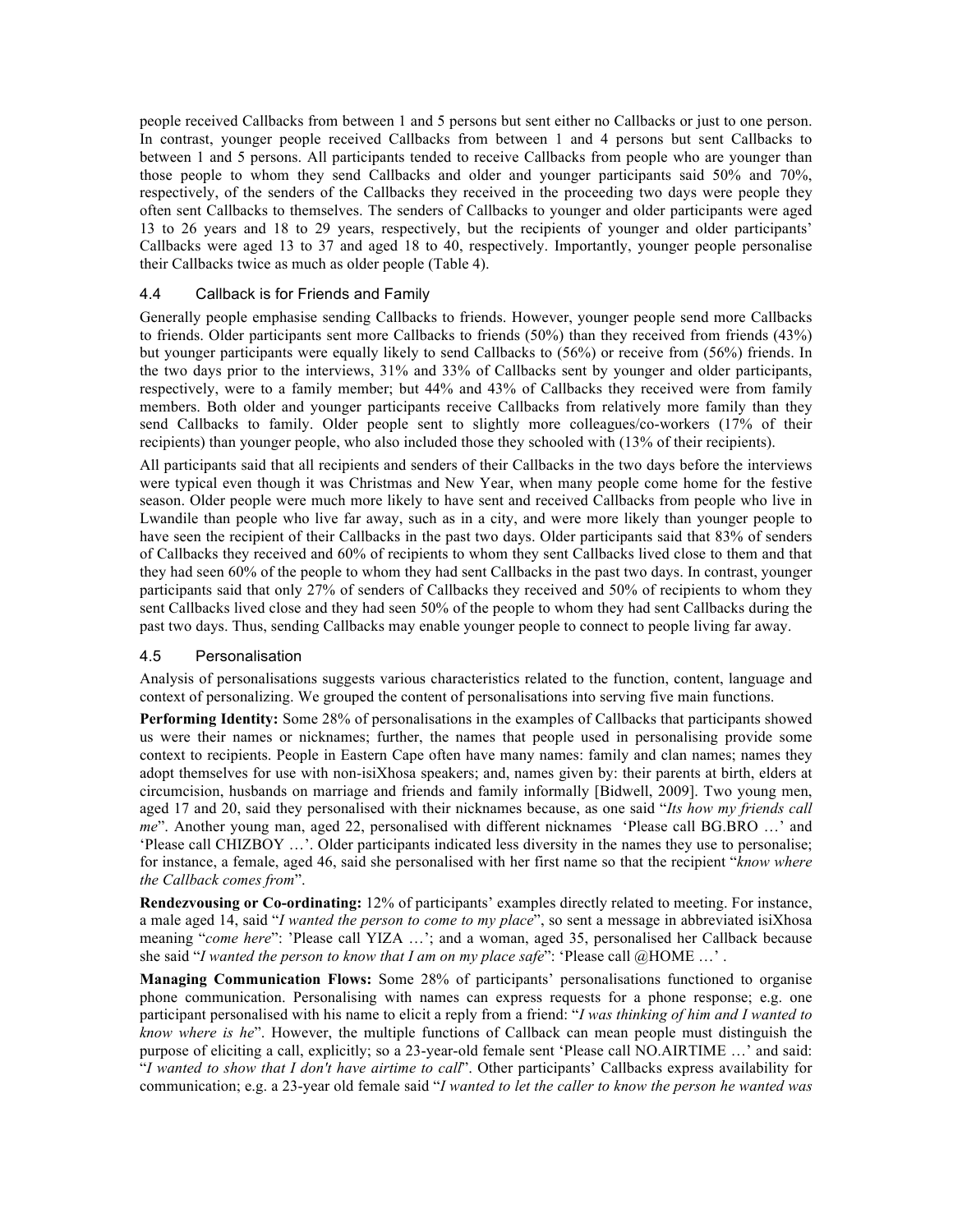people received Callbacks from between 1 and 5 persons but sent either no Callbacks or just to one person. In contrast, younger people received Callbacks from between 1 and 4 persons but sent Callbacks to between 1 and 5 persons. All participants tended to receive Callbacks from people who are younger than those people to whom they send Callbacks and older and younger participants said 50% and 70%, respectively, of the senders of the Callbacks they received in the proceeding two days were people they often sent Callbacks to themselves. The senders of Callbacks to younger and older participants were aged 13 to 26 years and 18 to 29 years, respectively, but the recipients of younger and older participants' Callbacks were aged 13 to 37 and aged 18 to 40, respectively. Importantly, younger people personalise their Callbacks twice as much as older people (Table 4).

### 4.4 Callback is for Friends and Family

Generally people emphasise sending Callbacks to friends. However, younger people send more Callbacks to friends. Older participants sent more Callbacks to friends (50%) than they received from friends (43%) but younger participants were equally likely to send Callbacks to (56%) or receive from (56%) friends. In the two days prior to the interviews, 31% and 33% of Callbacks sent by younger and older participants, respectively, were to a family member; but 44% and 43% of Callbacks they received were from family members. Both older and younger participants receive Callbacks from relatively more family than they send Callbacks to family. Older people sent to slightly more colleagues/co-workers (17% of their recipients) than younger people, who also included those they schooled with (13% of their recipients).

All participants said that all recipients and senders of their Callbacks in the two days before the interviews were typical even though it was Christmas and New Year, when many people come home for the festive season. Older people were much more likely to have sent and received Callbacks from people who live in Lwandile than people who live far away, such as in a city, and were more likely than younger people to have seen the recipient of their Callbacks in the past two days. Older participants said that 83% of senders of Callbacks they received and 60% of recipients to whom they sent Callbacks lived close to them and that they had seen 60% of the people to whom they had sent Callbacks in the past two days. In contrast, younger participants said that only 27% of senders of Callbacks they received and 50% of recipients to whom they sent Callbacks lived close and they had seen 50% of the people to whom they had sent Callbacks during the past two days. Thus, sending Callbacks may enable younger people to connect to people living far away.

### 4.5 Personalisation

Analysis of personalisations suggests various characteristics related to the function, content, language and context of personalizing. We grouped the content of personalisations into serving five main functions.

**Performing Identity:** Some 28% of personalisations in the examples of Callbacks that participants showed us were their names or nicknames; further, the names that people used in personalising provide some context to recipients. People in Eastern Cape often have many names: family and clan names; names they adopt themselves for use with non-isiXhosa speakers; and, names given by: their parents at birth, elders at circumcision, husbands on marriage and friends and family informally [Bidwell, 2009]. Two young men, aged 17 and 20, said they personalised with their nicknames because, as one said "*Its how my friends call me*". Another young man, aged 22, personalised with different nicknames 'Please call BG.BRO …' and 'Please call CHIZBOY …'. Older participants indicated less diversity in the names they use to personalise; for instance, a female, aged 46, said she personalised with her first name so that the recipient "*know where the Callback comes from*".

**Rendezvousing or Co-ordinating:** 12% of participants' examples directly related to meeting. For instance, a male aged 14, said "*I wanted the person to come to my place*", so sent a message in abbreviated isiXhosa meaning "*come here*": 'Please call YIZA …'; and a woman, aged 35, personalised her Callback because she said "*I wanted the person to know that I am on my place safe*": 'Please call @HOME …' .

**Managing Communication Flows:** Some 28% of participants' personalisations functioned to organise phone communication. Personalising with names can express requests for a phone response; e.g. one participant personalised with his name to elicit a reply from a friend: "*I was thinking of him and I wanted to know where is he*". However, the multiple functions of Callback can mean people must distinguish the purpose of eliciting a call, explicitly; so a 23-year-old female sent 'Please call NO.AIRTIME …' and said: "*I wanted to show that I don't have airtime to call*". Other participants' Callbacks express availability for communication; e.g. a 23-year old female said "*I wanted to let the caller to know the person he wanted was*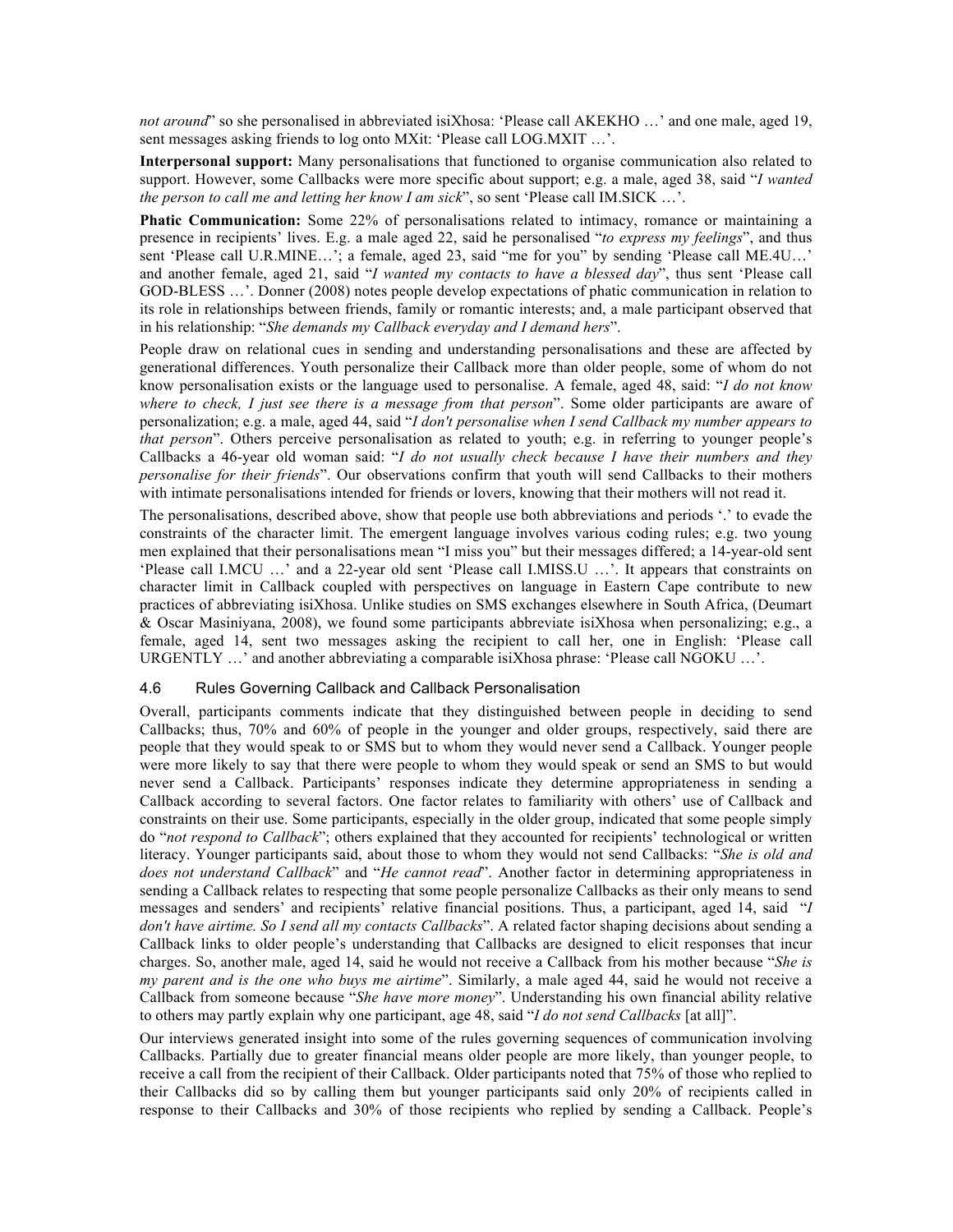*not around*" so she personalised in abbreviated isiXhosa: 'Please call AKEKHO …' and one male, aged 19, sent messages asking friends to log onto MXit: 'Please call LOG.MXIT …'.

**Interpersonal support:** Many personalisations that functioned to organise communication also related to support. However, some Callbacks were more specific about support; e.g. a male, aged 38, said "*I wanted the person to call me and letting her know I am sick*", so sent 'Please call IM.SICK …'.

**Phatic Communication:** Some 22% of personalisations related to intimacy, romance or maintaining a presence in recipients' lives. E.g. a male aged 22, said he personalised "*to express my feelings*", and thus sent 'Please call U.R.MINE…'; a female, aged 23, said "me for you" by sending 'Please call ME.4U…' and another female, aged 21, said "*I wanted my contacts to have a blessed day*", thus sent 'Please call GOD-BLESS …'. Donner (2008) notes people develop expectations of phatic communication in relation to its role in relationships between friends, family or romantic interests; and, a male participant observed that in his relationship: "*She demands my Callback everyday and I demand hers*".

People draw on relational cues in sending and understanding personalisations and these are affected by generational differences. Youth personalize their Callback more than older people, some of whom do not know personalisation exists or the language used to personalise. A female, aged 48, said: "*I do not know where to check, I just see there is a message from that person*". Some older participants are aware of personalization; e.g. a male, aged 44, said "*I don't personalise when I send Callback my number appears to that person*". Others perceive personalisation as related to youth; e.g. in referring to younger people's Callbacks a 46-year old woman said: "*I do not usually check because I have their numbers and they personalise for their friends*". Our observations confirm that youth will send Callbacks to their mothers with intimate personalisations intended for friends or lovers, knowing that their mothers will not read it.

The personalisations, described above, show that people use both abbreviations and periods '.' to evade the constraints of the character limit. The emergent language involves various coding rules; e.g. two young men explained that their personalisations mean "I miss you" but their messages differed; a 14-year-old sent 'Please call I.MCU …' and a 22-year old sent 'Please call I.MISS.U …'. It appears that constraints on character limit in Callback coupled with perspectives on language in Eastern Cape contribute to new practices of abbreviating isiXhosa. Unlike studies on SMS exchanges elsewhere in South Africa, (Deumart & Oscar Masiniyana, 2008), we found some participants abbreviate isiXhosa when personalizing; e.g., a female, aged 14, sent two messages asking the recipient to call her, one in English: 'Please call URGENTLY …' and another abbreviating a comparable isiXhosa phrase: 'Please call NGOKU …'.

### 4.6 Rules Governing Callback and Callback Personalisation

Overall, participants comments indicate that they distinguished between people in deciding to send Callbacks; thus, 70% and 60% of people in the younger and older groups, respectively, said there are people that they would speak to or SMS but to whom they would never send a Callback. Younger people were more likely to say that there were people to whom they would speak or send an SMS to but would never send a Callback. Participants' responses indicate they determine appropriateness in sending a Callback according to several factors. One factor relates to familiarity with others' use of Callback and constraints on their use. Some participants, especially in the older group, indicated that some people simply do "*not respond to Callback*"; others explained that they accounted for recipients' technological or written literacy. Younger participants said, about those to whom they would not send Callbacks: "*She is old and does not understand Callback*" and "*He cannot read*". Another factor in determining appropriateness in sending a Callback relates to respecting that some people personalize Callbacks as their only means to send messages and senders' and recipients' relative financial positions. Thus, a participant, aged 14, said "*I don't have airtime. So I send all my contacts Callbacks*". A related factor shaping decisions about sending a Callback links to older people's understanding that Callbacks are designed to elicit responses that incur charges. So, another male, aged 14, said he would not receive a Callback from his mother because "*She is my parent and is the one who buys me airtime*". Similarly, a male aged 44, said he would not receive a Callback from someone because "*She have more money*". Understanding his own financial ability relative to others may partly explain why one participant, age 48, said "*I do not send Callbacks* [at all]".

Our interviews generated insight into some of the rules governing sequences of communication involving Callbacks. Partially due to greater financial means older people are more likely, than younger people, to receive a call from the recipient of their Callback. Older participants noted that 75% of those who replied to their Callbacks did so by calling them but younger participants said only 20% of recipients called in response to their Callbacks and 30% of those recipients who replied by sending a Callback. People's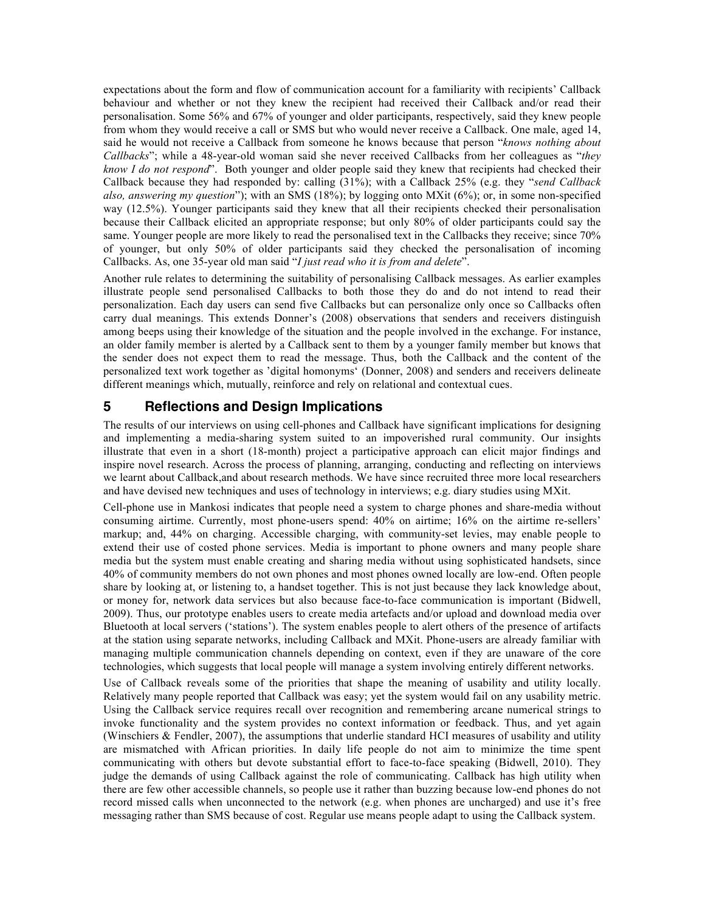expectations about the form and flow of communication account for a familiarity with recipients' Callback behaviour and whether or not they knew the recipient had received their Callback and/or read their personalisation. Some 56% and 67% of younger and older participants, respectively, said they knew people from whom they would receive a call or SMS but who would never receive a Callback. One male, aged 14, said he would not receive a Callback from someone he knows because that person "*knows nothing about Callbacks*"; while a 48-year-old woman said she never received Callbacks from her colleagues as "*they know I do not respond*". Both younger and older people said they knew that recipients had checked their Callback because they had responded by: calling (31%); with a Callback 25% (e.g. they "*send Callback also, answering my question*"); with an SMS (18%); by logging onto MXit (6%); or, in some non-specified way (12.5%). Younger participants said they knew that all their recipients checked their personalisation because their Callback elicited an appropriate response; but only 80% of older participants could say the same. Younger people are more likely to read the personalised text in the Callbacks they receive; since 70% of younger, but only 50% of older participants said they checked the personalisation of incoming Callbacks. As, one 35-year old man said "*I just read who it is from and delete*".

Another rule relates to determining the suitability of personalising Callback messages. As earlier examples illustrate people send personalised Callbacks to both those they do and do not intend to read their personalization. Each day users can send five Callbacks but can personalize only once so Callbacks often carry dual meanings. This extends Donner's (2008) observations that senders and receivers distinguish among beeps using their knowledge of the situation and the people involved in the exchange. For instance, an older family member is alerted by a Callback sent to them by a younger family member but knows that the sender does not expect them to read the message. Thus, both the Callback and the content of the personalized text work together as 'digital homonyms' (Donner, 2008) and senders and receivers delineate different meanings which, mutually, reinforce and rely on relational and contextual cues.

## 5 Reflections and Design Implications

The results of our interviews on using cell-phones and Callback have significant implications for designing and implementing a media-sharing system suited to an impoverished rural community. Our insights illustrate that even in a short (18-month) project a participative approach can elicit major findings and inspire novel research. Across the process of planning, arranging, conducting and reflecting on interviews we learnt about Callback,and about research methods. We have since recruited three more local researchers and have devised new techniques and uses of technology in interviews; e.g. diary studies using MXit.

Cell-phone use in Mankosi indicates that people need a system to charge phones and share-media without consuming airtime. Currently, most phone-users spend: 40% on airtime; 16% on the airtime re-sellers' markup; and, 44% on charging. Accessible charging, with community-set levies, may enable people to extend their use of costed phone services. Media is important to phone owners and many people share media but the system must enable creating and sharing media without using sophisticated handsets, since 40% of community members do not own phones and most phones owned locally are low-end. Often people share by looking at, or listening to, a handset together. This is not just because they lack knowledge about, or money for, network data services but also because face-to-face communication is important (Bidwell, 2009). Thus, our prototype enables users to create media artefacts and/or upload and download media over Bluetooth at local servers ('stations'). The system enables people to alert others of the presence of artifacts at the station using separate networks, including Callback and MXit. Phone-users are already familiar with managing multiple communication channels depending on context, even if they are unaware of the core technologies, which suggests that local people will manage a system involving entirely different networks.

Use of Callback reveals some of the priorities that shape the meaning of usability and utility locally. Relatively many people reported that Callback was easy; yet the system would fail on any usability metric. Using the Callback service requires recall over recognition and remembering arcane numerical strings to invoke functionality and the system provides no context information or feedback. Thus, and yet again (Winschiers & Fendler, 2007), the assumptions that underlie standard HCI measures of usability and utility are mismatched with African priorities. In daily life people do not aim to minimize the time spent communicating with others but devote substantial effort to face-to-face speaking (Bidwell, 2010). They judge the demands of using Callback against the role of communicating. Callback has high utility when there are few other accessible channels, so people use it rather than buzzing because low-end phones do not record missed calls when unconnected to the network (e.g. when phones are uncharged) and use it's free messaging rather than SMS because of cost. Regular use means people adapt to using the Callback system.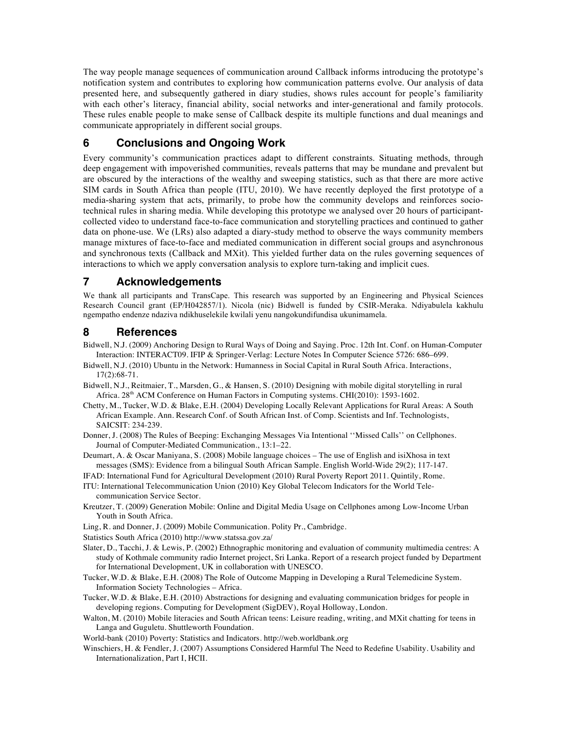The way people manage sequences of communication around Callback informs introducing the prototype's notification system and contributes to exploring how communication patterns evolve. Our analysis of data presented here, and subsequently gathered in diary studies, shows rules account for people's familiarity with each other's literacy, financial ability, social networks and inter-generational and family protocols. These rules enable people to make sense of Callback despite its multiple functions and dual meanings and communicate appropriately in different social groups.

## 6 Conclusions and Ongoing Work

Every community's communication practices adapt to different constraints. Situating methods, through deep engagement with impoverished communities, reveals patterns that may be mundane and prevalent but are obscured by the interactions of the wealthy and sweeping statistics, such as that there are more active SIM cards in South Africa than people (ITU, 2010). We have recently deployed the first prototype of a media-sharing system that acts, primarily, to probe how the community develops and reinforces socio-technical rules in sharing media. While developing this prototype we analysed over 20 hours of participant-collected video to understand face-to-face communication and storytelling practices and continued to gather data on phone-use. We (LRs) also adapted a diary-study method to observe the ways community members manage mixtures of face-to-face and mediated communication in different social groups and asynchronous and synchronous texts (Callback and MXit). This yielded further data on the rules governing sequences of interactions to which we apply conversation analysis to explore turn-taking and implicit cues.

## 7 Acknowledgements

We thank all participants and TransCape. This research was supported by an Engineering and Physical Sciences Research Council grant (EP/H042857/1). Nicola (nic) Bidwell is funded by CSIR-Meraka. Ndiyabulela kakhulu ngempatho endenze ndaziva ndikhuselekile kwilali yenu nangokundifundisa ukunimamela.

## 8 References

Bidwell, N.J. (2009) Anchoring Design to Rural Ways of Doing and Saying. Proc. 12th Int. Conf. on Human-Computer Interaction: INTERACT09. IFIP & Springer-Verlag: Lecture Notes In Computer Science 5726: 686–699.

Bidwell, N.J. (2010) Ubuntu in the Network: Humanness in Social Capital in Rural South Africa. Interactions, 17(2):68-71.

Bidwell, N.J., Reitmaier, T., Marsden, G., & Hansen, S. (2010) Designing with mobile digital storytelling in rural Africa. 28th ACM Conference on Human Factors in Computing systems. CHI(2010): 1593-1602.

Chetty, M., Tucker, W.D. & Blake, E.H. (2004) Developing Locally Relevant Applications for Rural Areas: A South African Example. Ann. Research Conf. of South African Inst. of Comp. Scientists and Inf. Technologists, SAICSIT: 234-239.

Donner, J. (2008) The Rules of Beeping: Exchanging Messages Via Intentional ''Missed Calls'' on Cellphones. Journal of Computer-Mediated Communication., 13:1–22.

Deumart, A. & Oscar Maniyana, S. (2008) Mobile language choices – The use of English and isiXhosa in text messages (SMS): Evidence from a bilingual South African Sample. English World-Wide 29(2); 117-147.

IFAD: International Fund for Agricultural Development (2010) Rural Poverty Report 2011. Quintily, Rome.

ITU: International Telecommunication Union (2010) Key Global Telecom Indicators for the World Tele-communication Service Sector.

Kreutzer, T. (2009) Generation Mobile: Online and Digital Media Usage on Cellphones among Low-Income Urban Youth in South Africa.

Ling, R. and Donner, J. (2009) Mobile Communication. Polity Pr., Cambridge.

Statistics South Africa (2010) http://www.statssa.gov.za/

Slater, D., Tacchi, J. & Lewis, P. (2002) Ethnographic monitoring and evaluation of community multimedia centres: A study of Kothmale community radio Internet project, Sri Lanka. Report of a research project funded by Department for International Development, UK in collaboration with UNESCO.

Tucker, W.D. & Blake, E.H. (2008) The Role of Outcome Mapping in Developing a Rural Telemedicine System. Information Society Technologies – Africa.

Tucker, W.D. & Blake, E.H. (2010) Abstractions for designing and evaluating communication bridges for people in developing regions. Computing for Development (SigDEV), Royal Holloway, London.

Walton, M. (2010) Mobile literacies and South African teens: Leisure reading, writing, and MXit chatting for teens in Langa and Guguletu. Shuttleworth Foundation.

World-bank (2010) Poverty: Statistics and Indicators. http://web.worldbank.org

Winschiers, H. & Fendler, J. (2007) Assumptions Considered Harmful The Need to Redefine Usability. Usability and Internationalization, Part I, HCII.